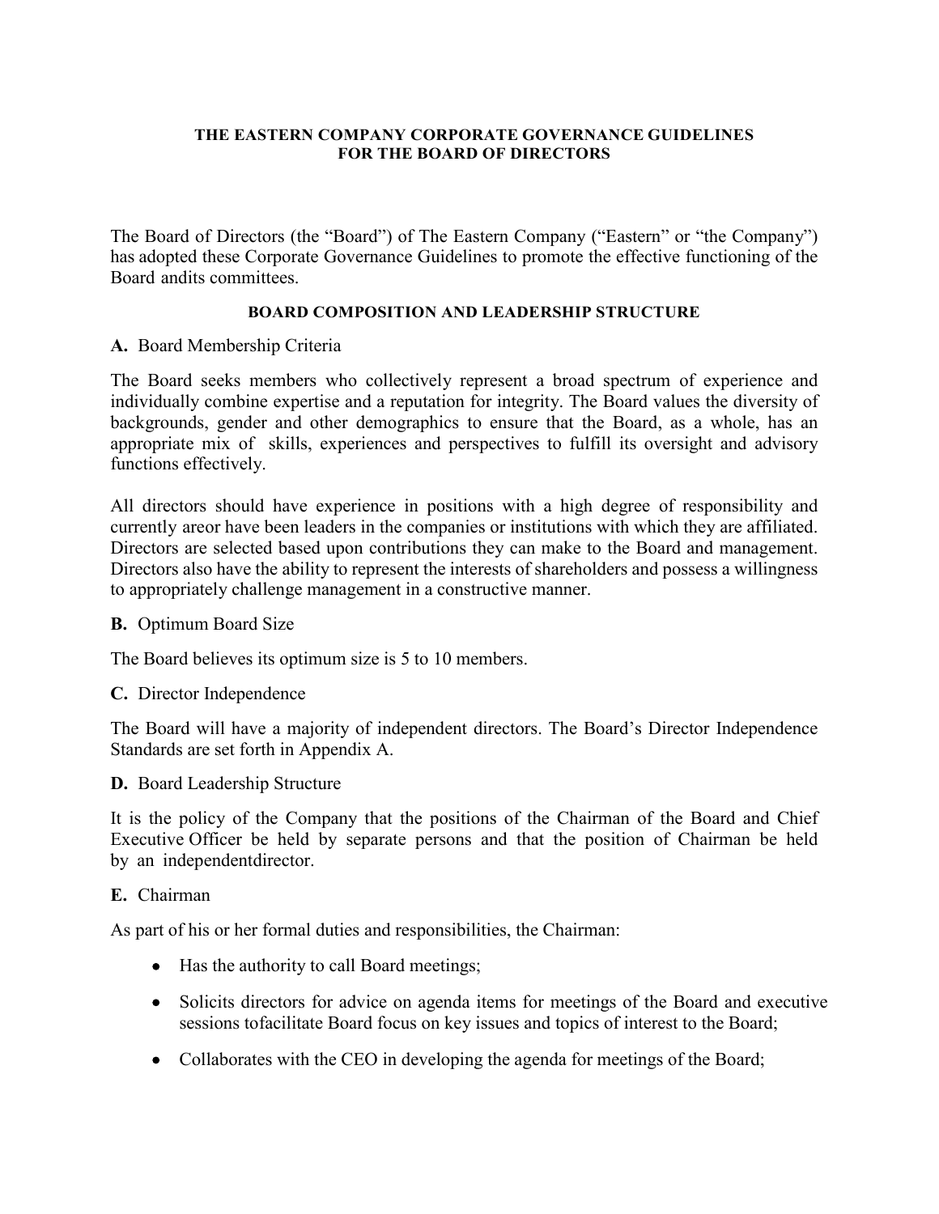# THE EASTERN COMPANY CORPORATE GOVERNANCE GUIDELINES FOR THE BOARD OF DIRECTORS

The Board of Directors (the "Board") of The Eastern Company ("Eastern" or "the Company") has adopted these Corporate Governance Guidelines to promote the effective functioning of the Board andits committees.

## BOARD COMPOSITION AND LEADERSHIP STRUCTURE

**A.** Board Membership Criteria

The Board seeks members who collectively represent a broad spectrum of experience and individually combine expertise and a reputation for integrity. The Board values the diversity of backgrounds, gender and other demographics to ensure that the Board, as a whole, has an appropriate mix of skills, experiences and perspectives to fulfill its oversight and advisory functions effectively.

All directors should have experience in positions with a high degree of responsibility and currently areor have been leaders in the companies or institutions with which they are affiliated. Directors are selected based upon contributions they can make to the Board and management. Directors also have the ability to represent the interests of shareholders and possess a willingness to appropriately challenge management in a constructive manner.

**B.** Optimum Board Size

The Board believes its optimum size is 5 to 10 members.

**C.** Director Independence

The Board will have a majority of independent directors. The Board's Director Independence Standards are set forth in Appendix A.

**D.** Board Leadership Structure

It is the policy of the Company that the positions of the Chairman of the Board and Chief Executive Officer be held by separate persons and that the position of Chairman be held by an independentdirector.

**E.** Chairman

As part of his or her formal duties and responsibilities, the Chairman:

- Has the authority to call Board meetings;
- Solicits directors for advice on agenda items for meetings of the Board and executive sessions tofacilitate Board focus on key issues and topics of interest to the Board;
- Collaborates with the CEO in developing the agenda for meetings of the Board;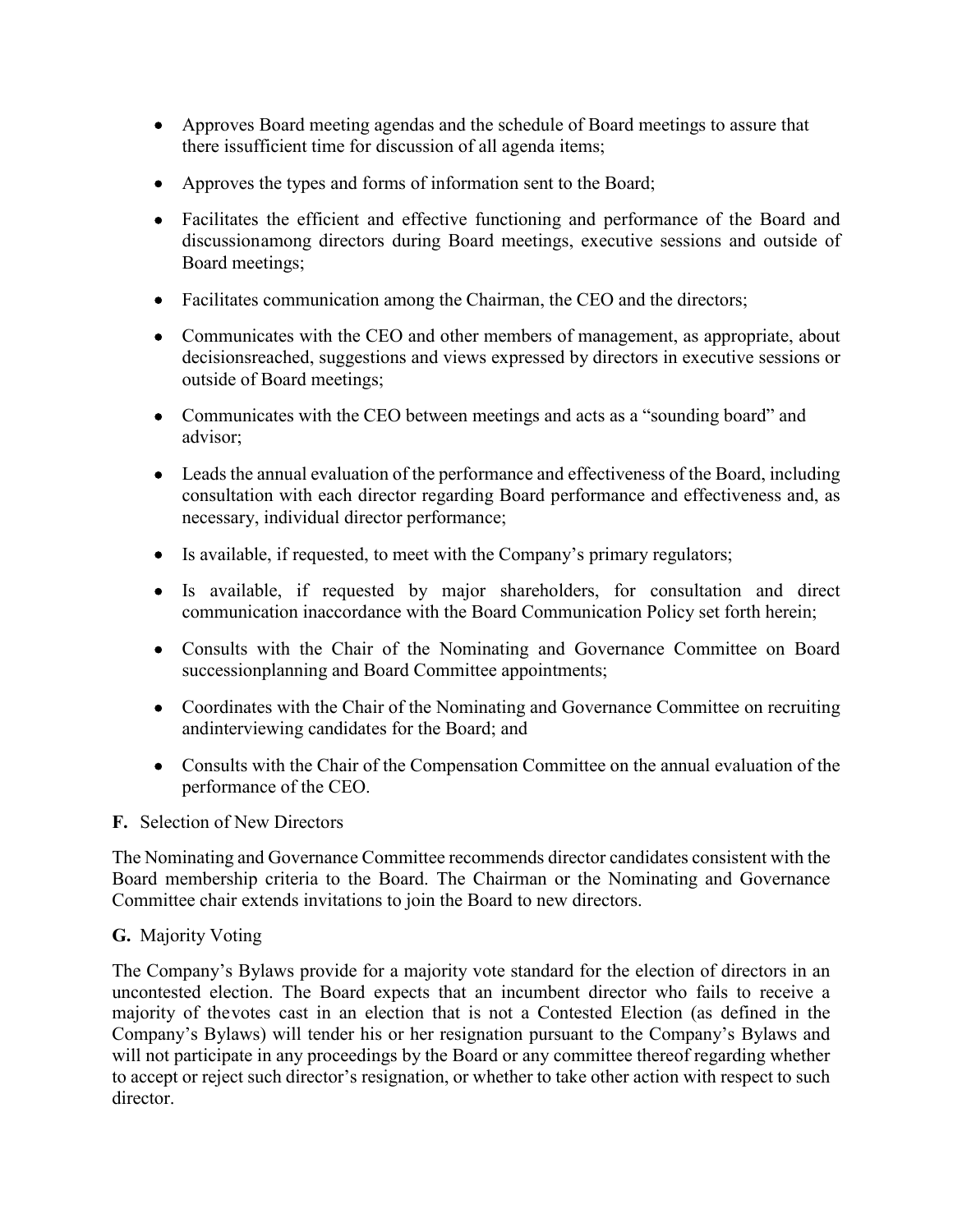- Approves Board meeting agendas and the schedule of Board meetings to assure that there issufficient time for discussion of all agenda items;
- Approves the types and forms of information sent to the Board;
- Facilitates the efficient and effective functioning and performance of the Board and discussionamong directors during Board meetings, executive sessions and outside of Board meetings;
- Facilitates communication among the Chairman, the CEO and the directors;
- Communicates with the CEO and other members of management, as appropriate, about decisionsreached, suggestions and views expressed by directors in executive sessions or outside of Board meetings;
- Communicates with the CEO between meetings and acts as a "sounding board" and advisor;
- Leads the annual evaluation of the performance and effectiveness of the Board, including consultation with each director regarding Board performance and effectiveness and, as necessary, individual director performance;
- Is available, if requested, to meet with the Company's primary regulators;
- Is available, if requested by major shareholders, for consultation and direct communication inaccordance with the Board Communication Policy set forth herein;
- Consults with the Chair of the Nominating and Governance Committee on Board successionplanning and Board Committee appointments;
- Coordinates with the Chair of the Nominating and Governance Committee on recruiting andinterviewing candidates for the Board; and
- Consults with the Chair of the Compensation Committee on the annual evaluation of the performance of the CEO.

**F.** Selection of New Directors

The Nominating and Governance Committee recommends director candidates consistent with the Board membership criteria to the Board. The Chairman or the Nominating and Governance Committee chair extends invitations to join the Board to new directors.

**G.** Majority Voting

The Company's Bylaws provide for a majority vote standard for the election of directors in an uncontested election. The Board expects that an incumbent director who fails to receive a majority of thevotes cast in an election that is not a Contested Election (as defined in the Company's Bylaws) will tender his or her resignation pursuant to the Company's Bylaws and will not participate in any proceedings by the Board or any committee thereof regarding whether to accept or reject such director's resignation, or whether to take other action with respect to such director.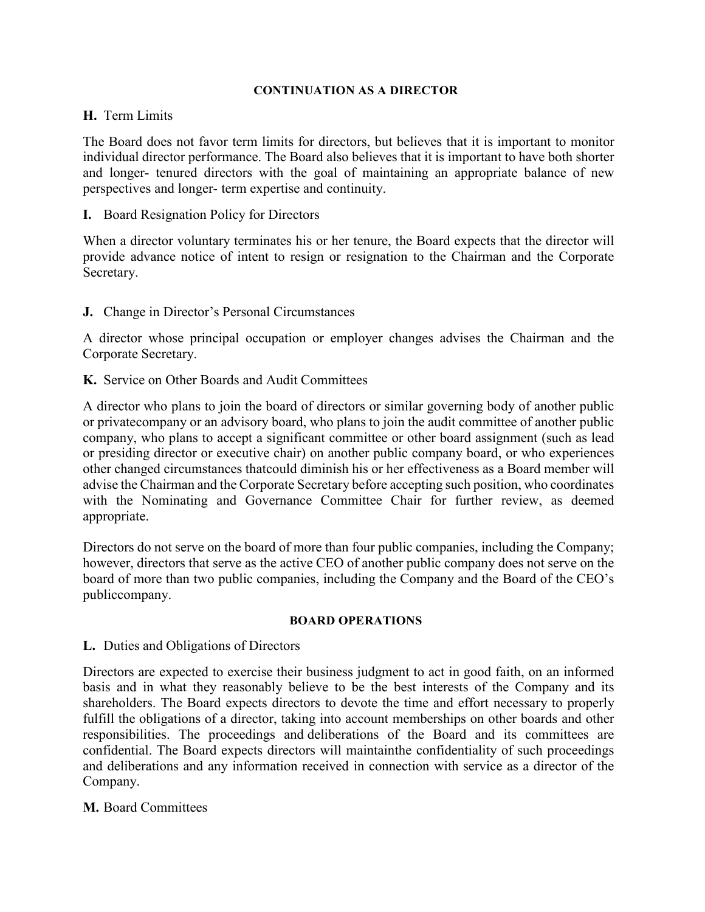## CONTINUATION AS A DIRECTOR

**H.** Term Limits

The Board does not favor term limits for directors, but believes that it is important to monitor individual director performance. The Board also believes that it is important to have both shorter and longer- tenured directors with the goal of maintaining an appropriate balance of new perspectives and longer- term expertise and continuity.

**I.** Board Resignation Policy for Directors

When a director voluntary terminates his or her tenure, the Board expects that the director will provide advance notice of intent to resign or resignation to the Chairman and the Corporate Secretary.

**J.** Change in Director's Personal Circumstances

A director whose principal occupation or employer changes advises the Chairman and the Corporate Secretary.

**K.** Service on Other Boards and Audit Committees

A director who plans to join the board of directors or similar governing body of another public or privatecompany or an advisory board, who plans to join the audit committee of another public company, who plans to accept a significant committee or other board assignment (such as lead or presiding director or executive chair) on another public company board, or who experiences other changed circumstances thatcould diminish his or her effectiveness as a Board member will advise the Chairman and the Corporate Secretary before accepting such position, who coordinates with the Nominating and Governance Committee Chair for further review, as deemed appropriate.

Directors do not serve on the board of more than four public companies, including the Company; however, directors that serve as the active CEO of another public company does not serve on the board of more than two public companies, including the Company and the Board of the CEO's publiccompany.

## BOARD OPERATIONS

**L.** Duties and Obligations of Directors

Directors are expected to exercise their business judgment to act in good faith, on an informed basis and in what they reasonably believe to be the best interests of the Company and its shareholders. The Board expects directors to devote the time and effort necessary to properly fulfill the obligations of a director, taking into account memberships on other boards and other responsibilities. The proceedings and deliberations of the Board and its committees are confidential. The Board expects directors will maintainthe confidentiality of such proceedings and deliberations and any information received in connection with service as a director of the Company.

**M.** Board Committees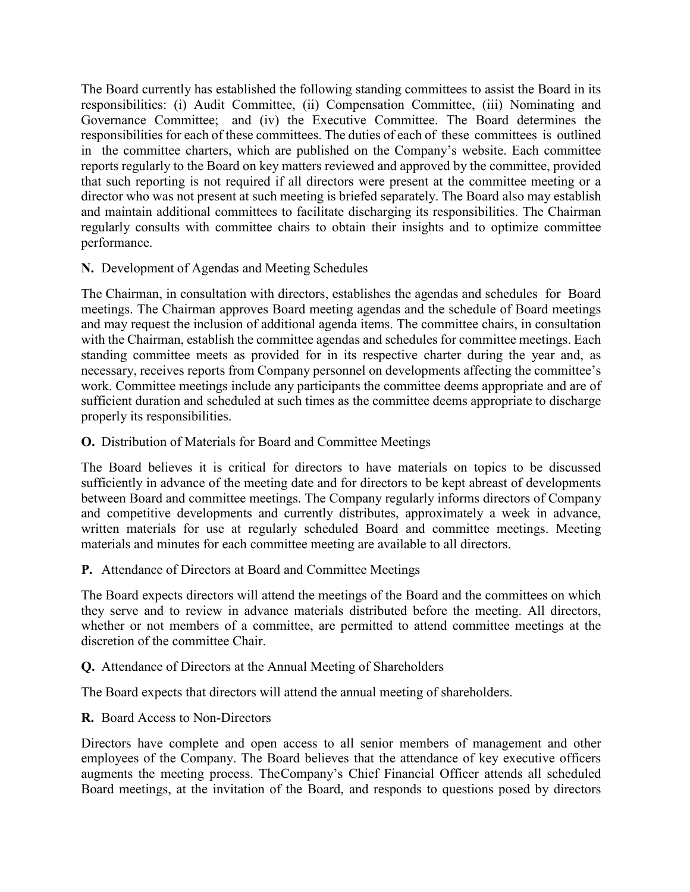The Board currently has established the following standing committees to assist the Board in its responsibilities: (i) Audit Committee, (ii) Compensation Committee, (iii) Nominating and Governance Committee; and (iv) the Executive Committee. The Board determines the responsibilities for each of these committees. The duties of each of these committees is outlined in the committee charters, which are published on the Company's website. Each committee reports regularly to the Board on key matters reviewed and approved by the committee, provided that such reporting is not required if all directors were present at the committee meeting or a director who was not present at such meeting is briefed separately. The Board also may establish and maintain additional committees to facilitate discharging its responsibilities. The Chairman regularly consults with committee chairs to obtain their insights and to optimize committee performance.

**N.** Development of Agendas and Meeting Schedules

The Chairman, in consultation with directors, establishes the agendas and schedules for Board meetings. The Chairman approves Board meeting agendas and the schedule of Board meetings and may request the inclusion of additional agenda items. The committee chairs, in consultation with the Chairman, establish the committee agendas and schedules for committee meetings. Each standing committee meets as provided for in its respective charter during the year and, as necessary, receives reports from Company personnel on developments affecting the committee's work. Committee meetings include any participants the committee deems appropriate and are of sufficient duration and scheduled at such times as the committee deems appropriate to discharge properly its responsibilities.

**O.** Distribution of Materials for Board and Committee Meetings

The Board believes it is critical for directors to have materials on topics to be discussed sufficiently in advance of the meeting date and for directors to be kept abreast of developments between Board and committee meetings. The Company regularly informs directors of Company and competitive developments and currently distributes, approximately a week in advance, written materials for use at regularly scheduled Board and committee meetings. Meeting materials and minutes for each committee meeting are available to all directors.

**P.** Attendance of Directors at Board and Committee Meetings

The Board expects directors will attend the meetings of the Board and the committees on which they serve and to review in advance materials distributed before the meeting. All directors, whether or not members of a committee, are permitted to attend committee meetings at the discretion of the committee Chair.

**Q.** Attendance of Directors at the Annual Meeting of Shareholders

The Board expects that directors will attend the annual meeting of shareholders.

**R.** Board Access to Non-Directors

Directors have complete and open access to all senior members of management and other employees of the Company. The Board believes that the attendance of key executive officers augments the meeting process. TheCompany's Chief Financial Officer attends all scheduled Board meetings, at the invitation of the Board, and responds to questions posed by directors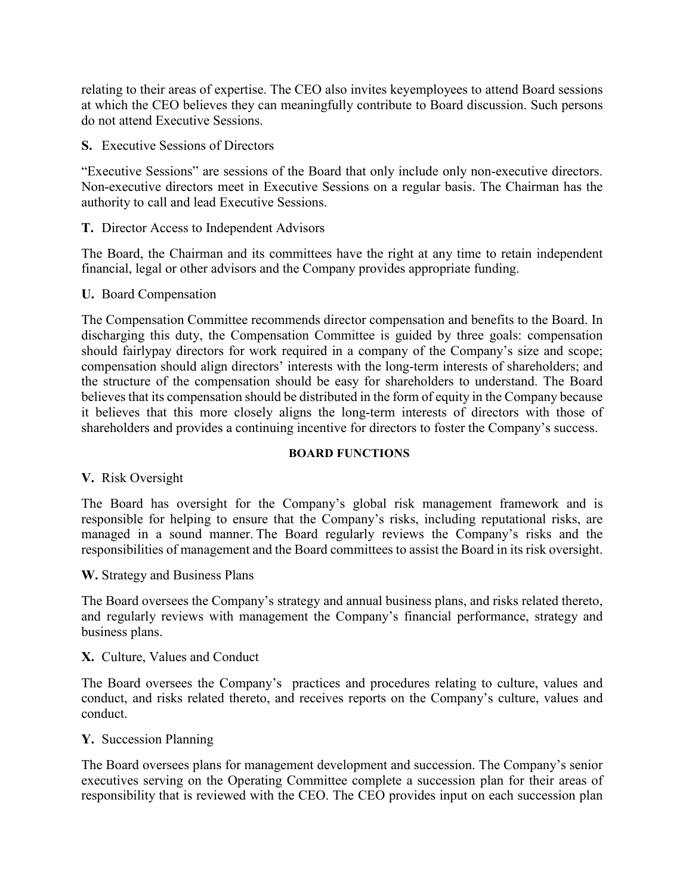relating to their areas of expertise. The CEO also invites keyemployees to attend Board sessions at which the CEO believes they can meaningfully contribute to Board discussion. Such persons do not attend Executive Sessions.

**S.** Executive Sessions of Directors

"Executive Sessions" are sessions of the Board that only include only non-executive directors. Non-executive directors meet in Executive Sessions on a regular basis. The Chairman has the authority to call and lead Executive Sessions.

**T.** Director Access to Independent Advisors

The Board, the Chairman and its committees have the right at any time to retain independent financial, legal or other advisors and the Company provides appropriate funding.

**U.** Board Compensation

The Compensation Committee recommends director compensation and benefits to the Board. In discharging this duty, the Compensation Committee is guided by three goals: compensation should fairlypay directors for work required in a company of the Company's size and scope; compensation should align directors' interests with the long-term interests of shareholders; and the structure of the compensation should be easy for shareholders to understand. The Board believes that its compensation should be distributed in the form of equity in the Company because it believes that this more closely aligns the long-term interests of directors with those of shareholders and provides a continuing incentive for directors to foster the Company's success.

**BOARD FUNCTIONS**

**V.** Risk Oversight

The Board has oversight for the Company's global risk management framework and is responsible for helping to ensure that the Company's risks, including reputational risks, are managed in a sound manner. The Board regularly reviews the Company's risks and the responsibilities of management and the Board committees to assist the Board in its risk oversight.

**W.** Strategy and Business Plans

The Board oversees the Company's strategy and annual business plans, and risks related thereto, and regularly reviews with management the Company's financial performance, strategy and business plans.

**X.** Culture, Values and Conduct

The Board oversees the Company's practices and procedures relating to culture, values and conduct, and risks related thereto, and receives reports on the Company's culture, values and conduct.

**Y.** Succession Planning

The Board oversees plans for management development and succession. The Company's senior executives serving on the Operating Committee complete a succession plan for their areas of responsibility that is reviewed with the CEO. The CEO provides input on each succession plan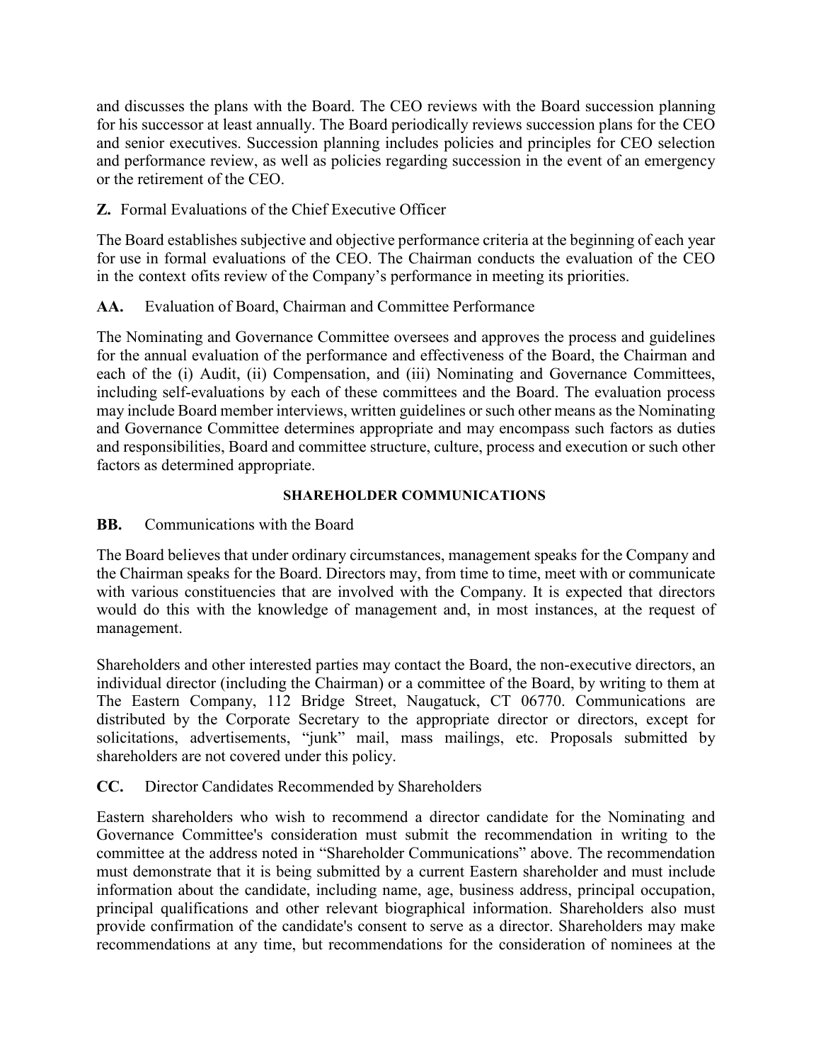and discusses the plans with the Board. The CEO reviews with the Board succession planning for his successor at least annually. The Board periodically reviews succession plans for the CEO and senior executives. Succession planning includes policies and principles for CEO selection and performance review, as well as policies regarding succession in the event of an emergency or the retirement of the CEO.

**Z.** Formal Evaluations of the Chief Executive Officer

The Board establishes subjective and objective performance criteria at the beginning of each year for use in formal evaluations of the CEO. The Chairman conducts the evaluation of the CEO in the context ofits review of the Company's performance in meeting its priorities.

**AA.** Evaluation of Board, Chairman and Committee Performance

The Nominating and Governance Committee oversees and approves the process and guidelines for the annual evaluation of the performance and effectiveness of the Board, the Chairman and each of the (i) Audit, (ii) Compensation, and (iii) Nominating and Governance Committees, including self-evaluations by each of these committees and the Board. The evaluation process may include Board member interviews, written guidelines or such other means as the Nominating and Governance Committee determines appropriate and may encompass such factors as duties and responsibilities, Board and committee structure, culture, process and execution or such other factors as determined appropriate.

## SHAREHOLDER COMMUNICATIONS

**BB.** Communications with the Board

The Board believes that under ordinary circumstances, management speaks for the Company and the Chairman speaks for the Board. Directors may, from time to time, meet with or communicate with various constituencies that are involved with the Company. It is expected that directors would do this with the knowledge of management and, in most instances, at the request of management.

Shareholders and other interested parties may contact the Board, the non-executive directors, an individual director (including the Chairman) or a committee of the Board, by writing to them at The Eastern Company, 112 Bridge Street, Naugatuck, CT 06770. Communications are distributed by the Corporate Secretary to the appropriate director or directors, except for solicitations, advertisements, "junk" mail, mass mailings, etc. Proposals submitted by shareholders are not covered under this policy.

**CC.** Director Candidates Recommended by Shareholders

Eastern shareholders who wish to recommend a director candidate for the Nominating and Governance Committee's consideration must submit the recommendation in writing to the committee at the address noted in "Shareholder Communications" above. The recommendation must demonstrate that it is being submitted by a current Eastern shareholder and must include information about the candidate, including name, age, business address, principal occupation, principal qualifications and other relevant biographical information. Shareholders also must provide confirmation of the candidate's consent to serve as a director. Shareholders may make recommendations at any time, but recommendations for the consideration of nominees at the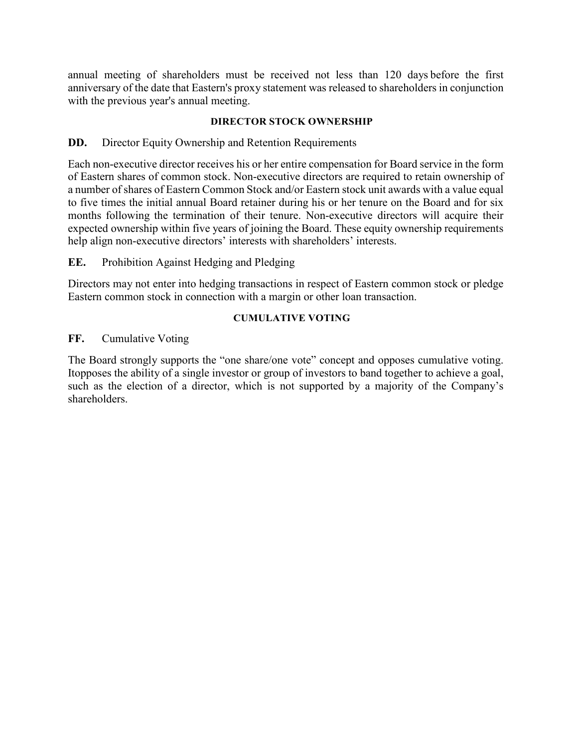annual meeting of shareholders must be received not less than 120 days before the first anniversary of the date that Eastern's proxy statement was released to shareholders in conjunction with the previous year's annual meeting.

### DIRECTOR STOCK OWNERSHIP

**DD.** Director Equity Ownership and Retention Requirements

Each non-executive director receives his or her entire compensation for Board service in the form of Eastern shares of common stock. Non-executive directors are required to retain ownership of a number of shares of Eastern Common Stock and/or Eastern stock unit awards with a value equal to five times the initial annual Board retainer during his or her tenure on the Board and for six months following the termination of their tenure. Non-executive directors will acquire their expected ownership within five years of joining the Board. These equity ownership requirements help align non-executive directors' interests with shareholders' interests.

**EE.** Prohibition Against Hedging and Pledging

Directors may not enter into hedging transactions in respect of Eastern common stock or pledge Eastern common stock in connection with a margin or other loan transaction.

### CUMULATIVE VOTING

**FF.** Cumulative Voting

The Board strongly supports the "one share/one vote" concept and opposes cumulative voting. Itopposes the ability of a single investor or group of investors to band together to achieve a goal, such as the election of a director, which is not supported by a majority of the Company's shareholders.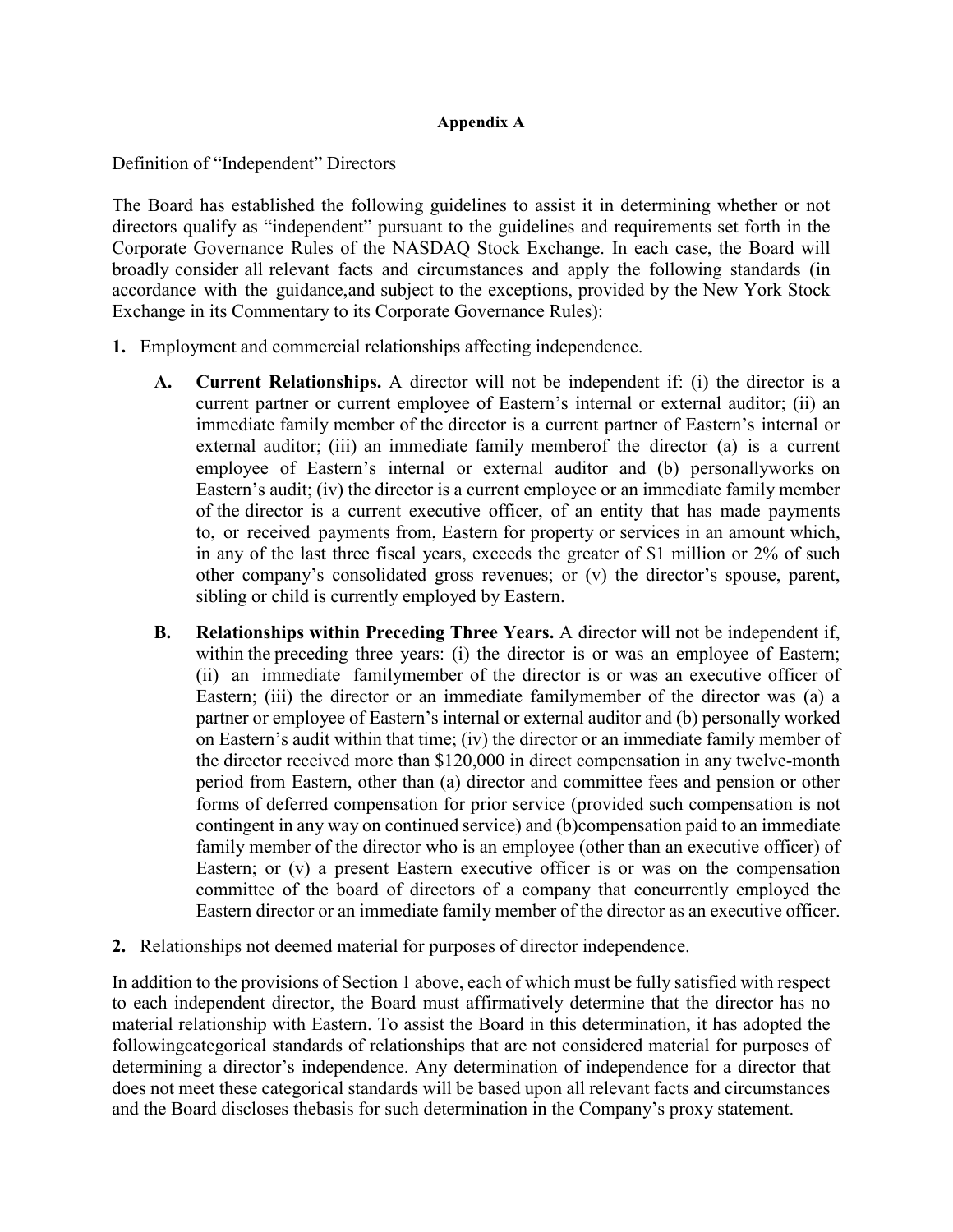**Appendix A**

Definition of "Independent" Directors

The Board has established the following guidelines to assist it in determining whether or not directors qualify as "independent" pursuant to the guidelines and requirements set forth in the Corporate Governance Rules of the NASDAQ Stock Exchange. In each case, the Board will broadly consider all relevant facts and circumstances and apply the following standards (in accordance with the guidance,and subject to the exceptions, provided by the New York Stock Exchange in its Commentary to its Corporate Governance Rules):

**1.** Employment and commercial relationships affecting independence.

- **A. Current Relationships.** A director will not be independent if: (i) the director is a current partner or current employee of Eastern's internal or external auditor; (ii) an immediate family member of the director is a current partner of Eastern's internal or external auditor; (iii) an immediate family memberof the director (a) is a current employee of Eastern's internal or external auditor and (b) personallyworks on Eastern's audit; (iv) the director is a current employee or an immediate family member of the director is a current executive officer, of an entity that has made payments to, or received payments from, Eastern for property or services in an amount which, in any of the last three fiscal years, exceeds the greater of $1 million or 2% of such other company's consolidated gross revenues; or (v) the director's spouse, parent, sibling or child is currently employed by Eastern.

- **B. Relationships within Preceding Three Years.** A director will not be independent if, within the preceding three years: (i) the director is or was an employee of Eastern; (ii) an immediate familymember of the director is or was an executive officer of Eastern; (iii) the director or an immediate familymember of the director was (a) a partner or employee of Eastern's internal or external auditor and (b) personally worked on Eastern's audit within that time; (iv) the director or an immediate family member of the director received more than $120,000 in direct compensation in any twelve-month period from Eastern, other than (a) director and committee fees and pension or other forms of deferred compensation for prior service (provided such compensation is not contingent in any way on continued service) and (b)compensation paid to an immediate family member of the director who is an employee (other than an executive officer) of Eastern; or (v) a present Eastern executive officer is or was on the compensation committee of the board of directors of a company that concurrently employed the Eastern director or an immediate family member of the director as an executive officer.

**2.** Relationships not deemed material for purposes of director independence.

In addition to the provisions of Section 1 above, each of which must be fully satisfied with respect to each independent director, the Board must affirmatively determine that the director has no material relationship with Eastern. To assist the Board in this determination, it has adopted the followingcategorical standards of relationships that are not considered material for purposes of determining a director's independence. Any determination of independence for a director that does not meet these categorical standards will be based upon all relevant facts and circumstances and the Board discloses thebasis for such determination in the Company's proxy statement.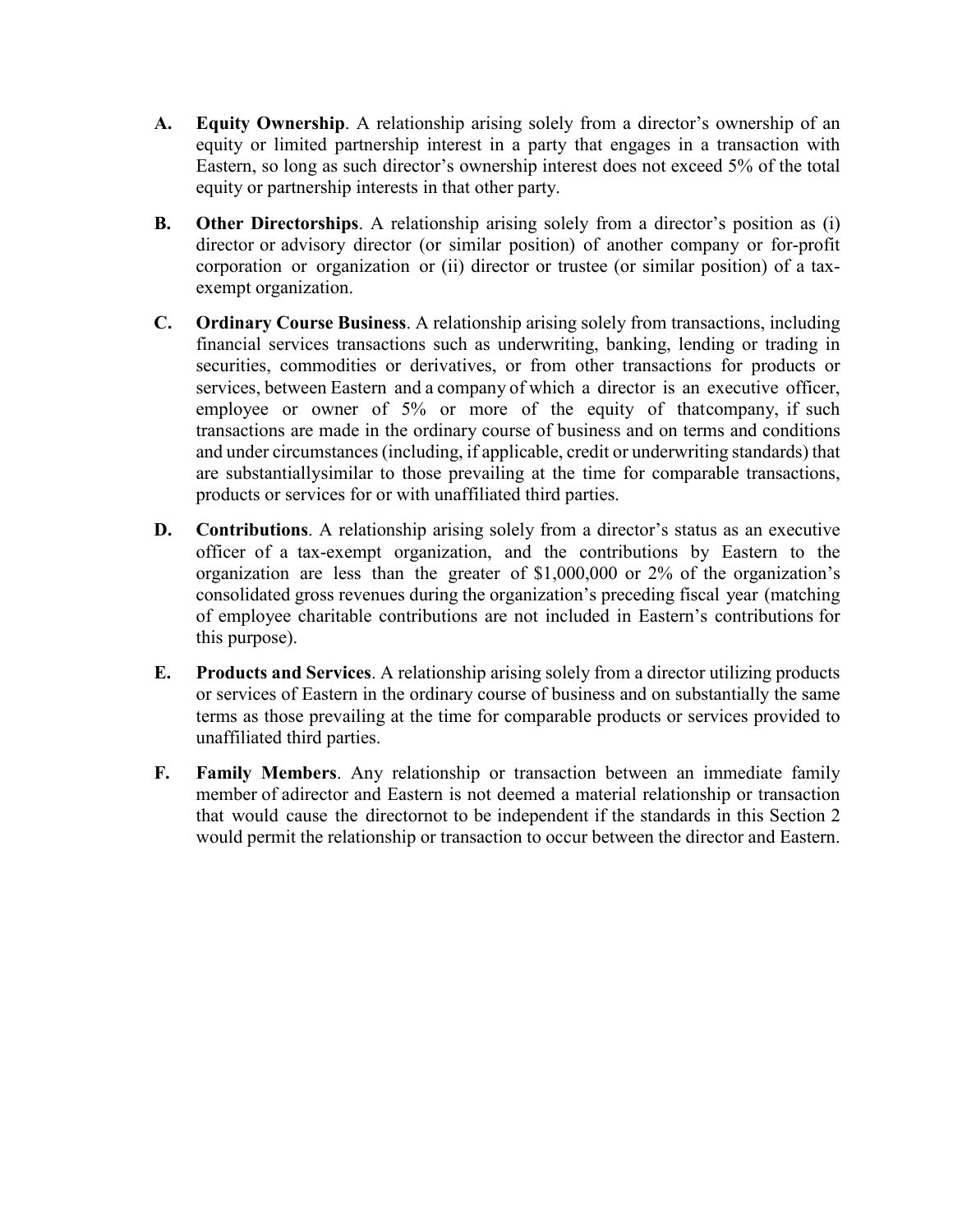**A. Equity Ownership**. A relationship arising solely from a director's ownership of an equity or limited partnership interest in a party that engages in a transaction with Eastern, so long as such director's ownership interest does not exceed 5% of the total equity or partnership interests in that other party.

**B. Other Directorships**. A relationship arising solely from a director's position as (i) director or advisory director (or similar position) of another company or for-profit corporation or organization or (ii) director or trustee (or similar position) of a tax-exempt organization.

**C. Ordinary Course Business**. A relationship arising solely from transactions, including financial services transactions such as underwriting, banking, lending or trading in securities, commodities or derivatives, or from other transactions for products or services, between Eastern and a company of which a director is an executive officer, employee or owner of 5% or more of the equity of thatcompany, if such transactions are made in the ordinary course of business and on terms and conditions and under circumstances (including, if applicable, credit or underwriting standards) that are substantiallysimilar to those prevailing at the time for comparable transactions, products or services for or with unaffiliated third parties.

**D. Contributions**. A relationship arising solely from a director's status as an executive officer of a tax-exempt organization, and the contributions by Eastern to the organization are less than the greater of $1,000,000 or 2% of the organization's consolidated gross revenues during the organization's preceding fiscal year (matching of employee charitable contributions are not included in Eastern's contributions for this purpose).

**E. Products and Services**. A relationship arising solely from a director utilizing products or services of Eastern in the ordinary course of business and on substantially the same terms as those prevailing at the time for comparable products or services provided to unaffiliated third parties.

**F. Family Members**. Any relationship or transaction between an immediate family member of adirector and Eastern is not deemed a material relationship or transaction that would cause the directornot to be independent if the standards in this Section 2 would permit the relationship or transaction to occur between the director and Eastern.